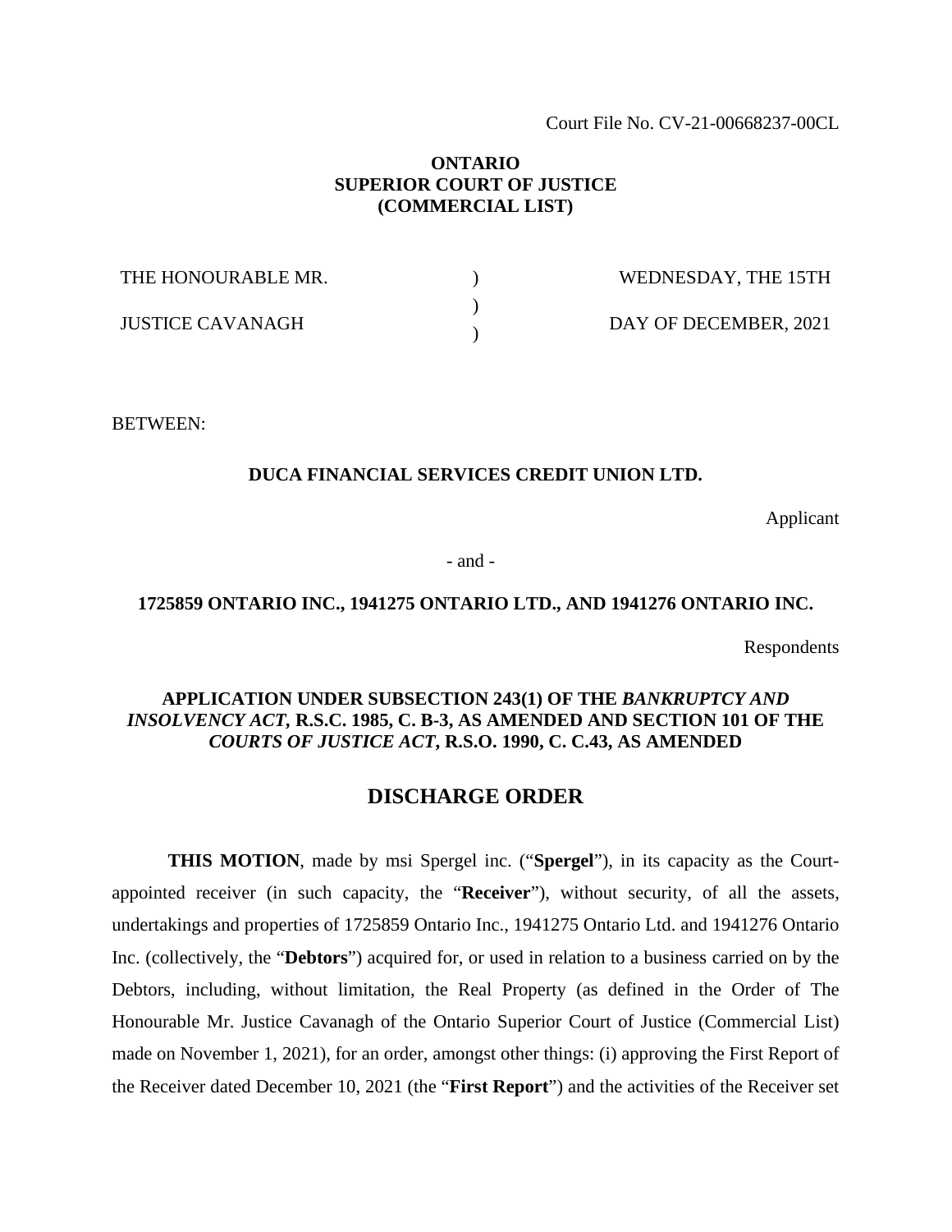Court File No. CV-21-00668237-00CL

**ONTARIO**
**SUPERIOR COURT OF JUSTICE**
**(COMMERCIAL LIST)**

| | | |
|---|---|---|
| THE HONOURABLE MR. | ) | WEDNESDAY, THE 15TH |
| | ) | |
| JUSTICE CAVANAGH | ) | DAY OF DECEMBER, 2021 |

BETWEEN:

**DUCA FINANCIAL SERVICES CREDIT UNION LTD.**

Applicant

\- and -

**1725859 ONTARIO INC., 1941275 ONTARIO LTD., AND 1941276 ONTARIO INC.**

Respondents

**APPLICATION UNDER SUBSECTION 243(1) OF THE *BANKRUPTCY AND INSOLVENCY ACT*, R.S.C. 1985, C. B-3, AS AMENDED AND SECTION 101 OF THE *COURTS OF JUSTICE ACT*, R.S.O. 1990, C. C.43, AS AMENDED**

## DISCHARGE ORDER

**THIS MOTION**, made by msi Spergel inc. ("**Spergel**"), in its capacity as the Court-appointed receiver (in such capacity, the "**Receiver**"), without security, of all the assets, undertakings and properties of 1725859 Ontario Inc., 1941275 Ontario Ltd. and 1941276 Ontario Inc. (collectively, the "**Debtors**") acquired for, or used in relation to a business carried on by the Debtors, including, without limitation, the Real Property (as defined in the Order of The Honourable Mr. Justice Cavanagh of the Ontario Superior Court of Justice (Commercial List) made on November 1, 2021), for an order, amongst other things: (i) approving the First Report of the Receiver dated December 10, 2021 (the "**First Report**") and the activities of the Receiver set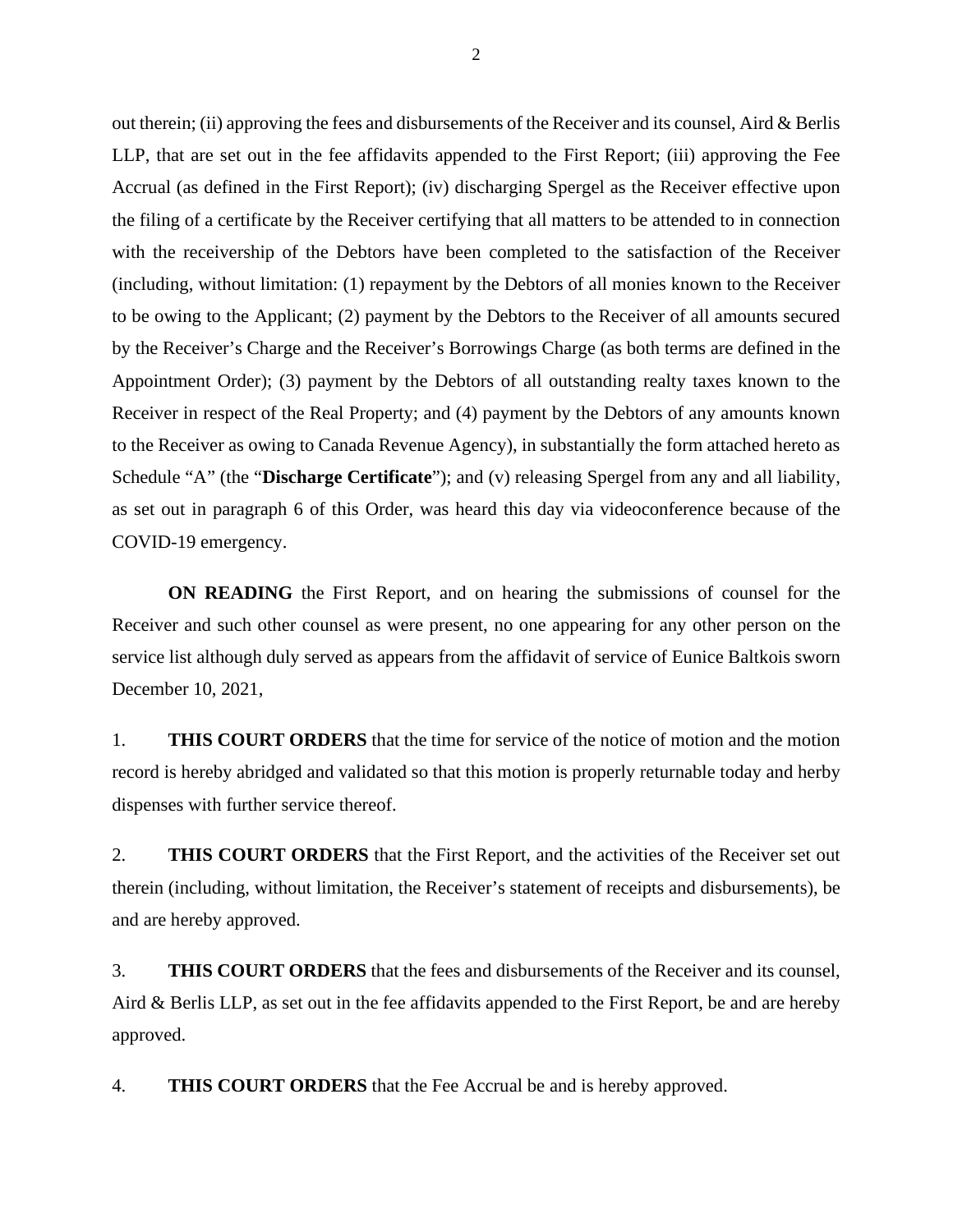out therein; (ii) approving the fees and disbursements of the Receiver and its counsel, Aird & Berlis LLP, that are set out in the fee affidavits appended to the First Report; (iii) approving the Fee Accrual (as defined in the First Report); (iv) discharging Spergel as the Receiver effective upon the filing of a certificate by the Receiver certifying that all matters to be attended to in connection with the receivership of the Debtors have been completed to the satisfaction of the Receiver (including, without limitation: (1) repayment by the Debtors of all monies known to the Receiver to be owing to the Applicant; (2) payment by the Debtors to the Receiver of all amounts secured by the Receiver's Charge and the Receiver's Borrowings Charge (as both terms are defined in the Appointment Order); (3) payment by the Debtors of all outstanding realty taxes known to the Receiver in respect of the Real Property; and (4) payment by the Debtors of any amounts known to the Receiver as owing to Canada Revenue Agency), in substantially the form attached hereto as Schedule "A" (the "**Discharge Certificate**"); and (v) releasing Spergel from any and all liability, as set out in paragraph 6 of this Order, was heard this day via videoconference because of the COVID-19 emergency.

**ON READING** the First Report, and on hearing the submissions of counsel for the Receiver and such other counsel as were present, no one appearing for any other person on the service list although duly served as appears from the affidavit of service of Eunice Baltkois sworn December 10, 2021,

1. **THIS COURT ORDERS** that the time for service of the notice of motion and the motion record is hereby abridged and validated so that this motion is properly returnable today and herby dispenses with further service thereof.

2. **THIS COURT ORDERS** that the First Report, and the activities of the Receiver set out therein (including, without limitation, the Receiver's statement of receipts and disbursements), be and are hereby approved.

3. **THIS COURT ORDERS** that the fees and disbursements of the Receiver and its counsel, Aird & Berlis LLP, as set out in the fee affidavits appended to the First Report, be and are hereby approved.

4. **THIS COURT ORDERS** that the Fee Accrual be and is hereby approved.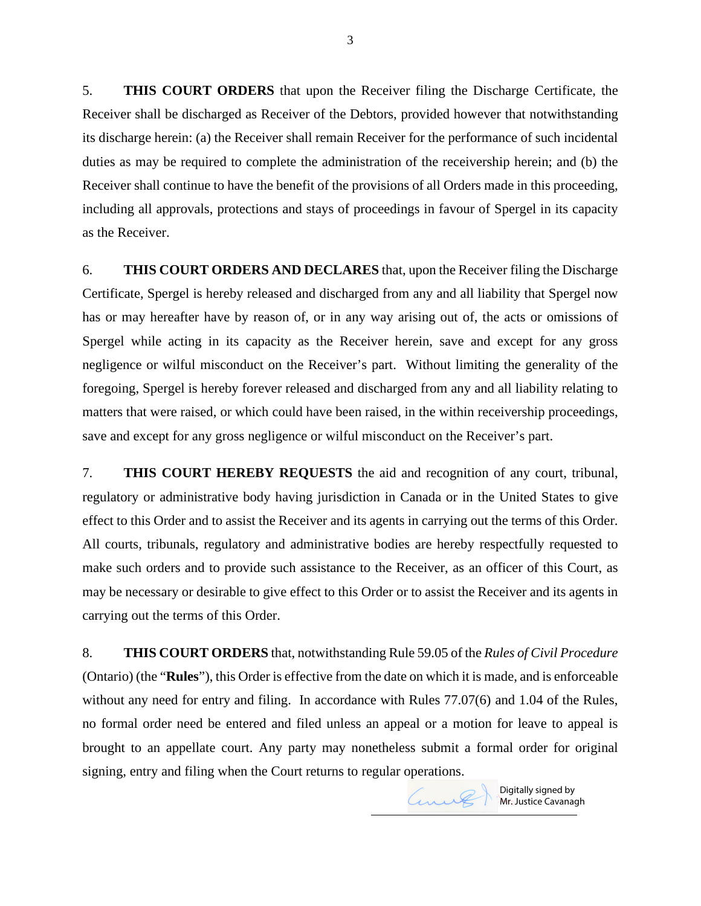5. **THIS COURT ORDERS** that upon the Receiver filing the Discharge Certificate, the Receiver shall be discharged as Receiver of the Debtors, provided however that notwithstanding its discharge herein: (a) the Receiver shall remain Receiver for the performance of such incidental duties as may be required to complete the administration of the receivership herein; and (b) the Receiver shall continue to have the benefit of the provisions of all Orders made in this proceeding, including all approvals, protections and stays of proceedings in favour of Spergel in its capacity as the Receiver.

6. **THIS COURT ORDERS AND DECLARES** that, upon the Receiver filing the Discharge Certificate, Spergel is hereby released and discharged from any and all liability that Spergel now has or may hereafter have by reason of, or in any way arising out of, the acts or omissions of Spergel while acting in its capacity as the Receiver herein, save and except for any gross negligence or wilful misconduct on the Receiver's part. Without limiting the generality of the foregoing, Spergel is hereby forever released and discharged from any and all liability relating to matters that were raised, or which could have been raised, in the within receivership proceedings, save and except for any gross negligence or wilful misconduct on the Receiver's part.

7. **THIS COURT HEREBY REQUESTS** the aid and recognition of any court, tribunal, regulatory or administrative body having jurisdiction in Canada or in the United States to give effect to this Order and to assist the Receiver and its agents in carrying out the terms of this Order. All courts, tribunals, regulatory and administrative bodies are hereby respectfully requested to make such orders and to provide such assistance to the Receiver, as an officer of this Court, as may be necessary or desirable to give effect to this Order or to assist the Receiver and its agents in carrying out the terms of this Order.

8. **THIS COURT ORDERS** that, notwithstanding Rule 59.05 of the *Rules of Civil Procedure* (Ontario) (the "**Rules**"), this Order is effective from the date on which it is made, and is enforceable without any need for entry and filing. In accordance with Rules 77.07(6) and 1.04 of the Rules, no formal order need be entered and filed unless an appeal or a motion for leave to appeal is brought to an appellate court. Any party may nonetheless submit a formal order for original signing, entry and filing when the Court returns to regular operations.

Digitally signed by Mr. Justice Cavanagh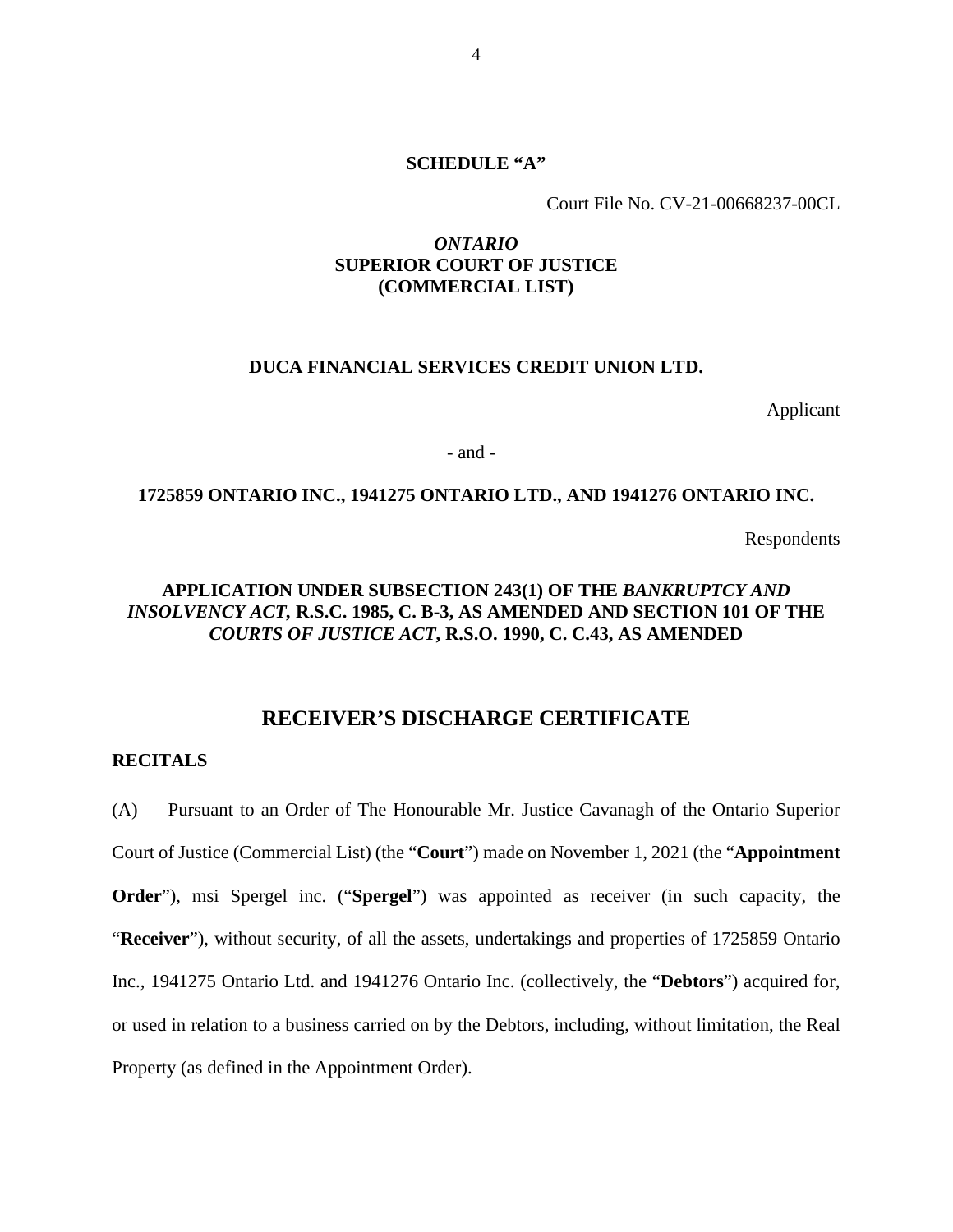**SCHEDULE "A"**

Court File No. CV-21-00668237-00CL

***ONTARIO***
**SUPERIOR COURT OF JUSTICE**
**(COMMERCIAL LIST)**

**DUCA FINANCIAL SERVICES CREDIT UNION LTD.**

Applicant

- and -

**1725859 ONTARIO INC., 1941275 ONTARIO LTD., AND 1941276 ONTARIO INC.**

Respondents

**APPLICATION UNDER SUBSECTION 243(1) OF THE *BANKRUPTCY AND INSOLVENCY ACT*, R.S.C. 1985, C. B-3, AS AMENDED AND SECTION 101 OF THE *COURTS OF JUSTICE ACT*, R.S.O. 1990, C. C.43, AS AMENDED**

## RECEIVER'S DISCHARGE CERTIFICATE

### RECITALS

(A) Pursuant to an Order of The Honourable Mr. Justice Cavanagh of the Ontario Superior Court of Justice (Commercial List) (the "**Court**") made on November 1, 2021 (the "**Appointment Order**"), msi Spergel inc. ("**Spergel**") was appointed as receiver (in such capacity, the "**Receiver**"), without security, of all the assets, undertakings and properties of 1725859 Ontario Inc., 1941275 Ontario Ltd. and 1941276 Ontario Inc. (collectively, the "**Debtors**") acquired for, or used in relation to a business carried on by the Debtors, including, without limitation, the Real Property (as defined in the Appointment Order).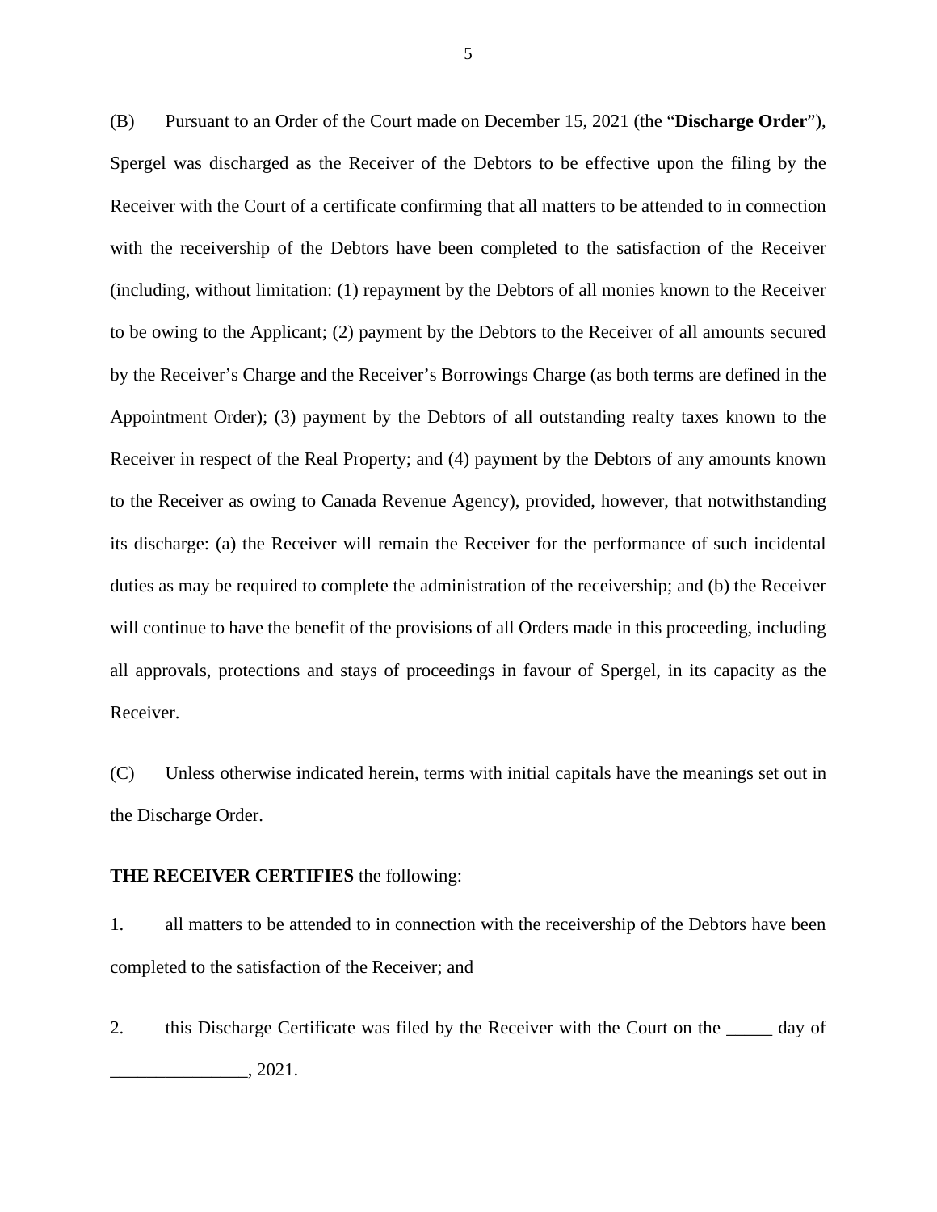(B) Pursuant to an Order of the Court made on December 15, 2021 (the "**Discharge Order**"), Spergel was discharged as the Receiver of the Debtors to be effective upon the filing by the Receiver with the Court of a certificate confirming that all matters to be attended to in connection with the receivership of the Debtors have been completed to the satisfaction of the Receiver (including, without limitation: (1) repayment by the Debtors of all monies known to the Receiver to be owing to the Applicant; (2) payment by the Debtors to the Receiver of all amounts secured by the Receiver's Charge and the Receiver's Borrowings Charge (as both terms are defined in the Appointment Order); (3) payment by the Debtors of all outstanding realty taxes known to the Receiver in respect of the Real Property; and (4) payment by the Debtors of any amounts known to the Receiver as owing to Canada Revenue Agency), provided, however, that notwithstanding its discharge: (a) the Receiver will remain the Receiver for the performance of such incidental duties as may be required to complete the administration of the receivership; and (b) the Receiver will continue to have the benefit of the provisions of all Orders made in this proceeding, including all approvals, protections and stays of proceedings in favour of Spergel, in its capacity as the Receiver.

(C) Unless otherwise indicated herein, terms with initial capitals have the meanings set out in the Discharge Order.

**THE RECEIVER CERTIFIES** the following:

1. all matters to be attended to in connection with the receivership of the Debtors have been completed to the satisfaction of the Receiver; and

2. this Discharge Certificate was filed by the Receiver with the Court on the _____ day of _______________, 2021.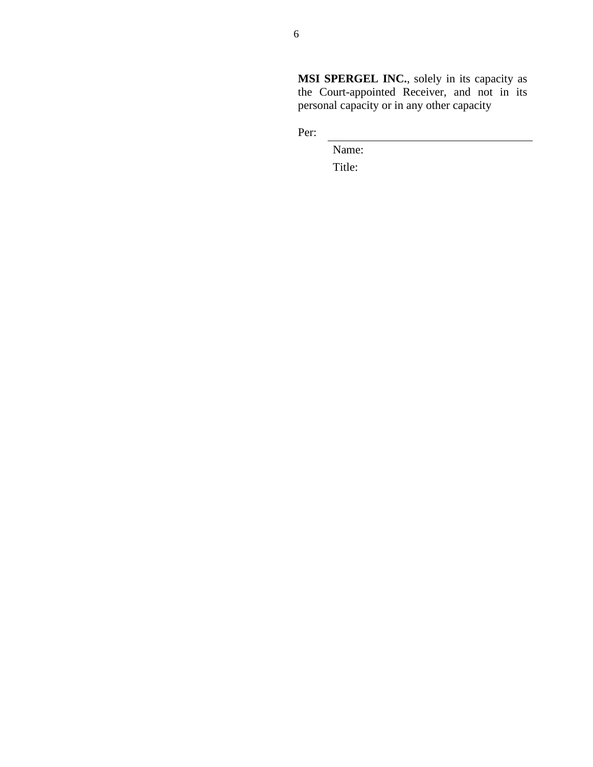**MSI SPERGEL INC.**, solely in its capacity as the Court-appointed Receiver, and not in its personal capacity or in any other capacity

Per: \_\_\_\_\_\_\_\_\_\_\_\_\_\_\_\_\_\_\_\_\_\_\_\_\_\_\_\_\_\_\_\_\_\_\_\_

Name:

Title: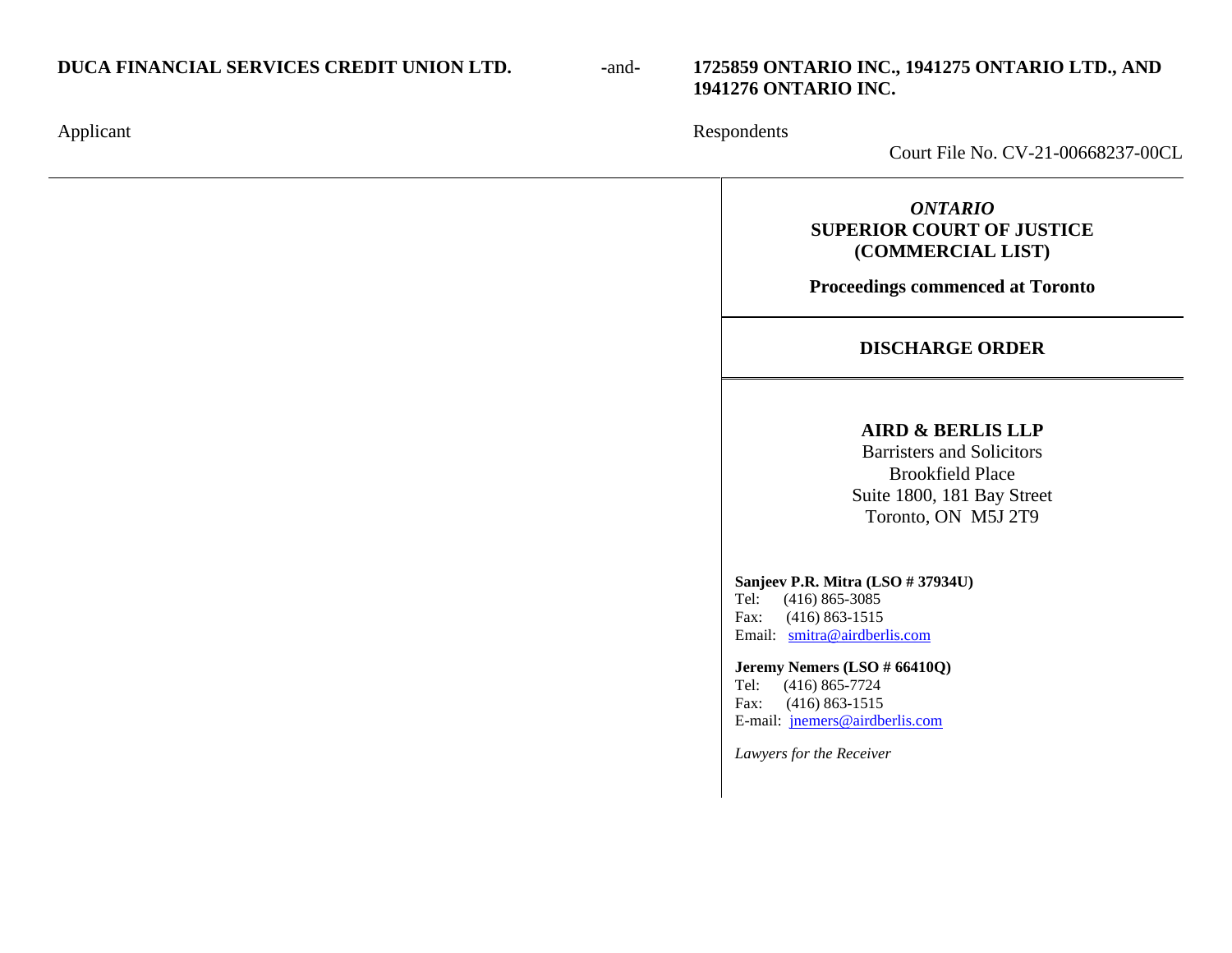**DUCA FINANCIAL SERVICES CREDIT UNION LTD.** -and- **1725859 ONTARIO INC., 1941275 ONTARIO LTD., AND 1941276 ONTARIO INC.**

Applicant

Respondents

Court File No. CV-21-00668237-00CL

*ONTARIO*
**SUPERIOR COURT OF JUSTICE**
**(COMMERCIAL LIST)**

**Proceedings commenced at Toronto**

**DISCHARGE ORDER**

**AIRD & BERLIS LLP**
Barristers and Solicitors
Brookfield Place
Suite 1800, 181 Bay Street
Toronto, ON M5J 2T9

**Sanjeev P.R. Mitra (LSO # 37934U)**
Tel: (416) 865-3085
Fax: (416) 863-1515
Email: smitra@airdberlis.com

**Jeremy Nemers (LSO # 66410Q)**
Tel: (416) 865-7724
Fax: (416) 863-1515
E-mail: jnemers@airdberlis.com

*Lawyers for the Receiver*